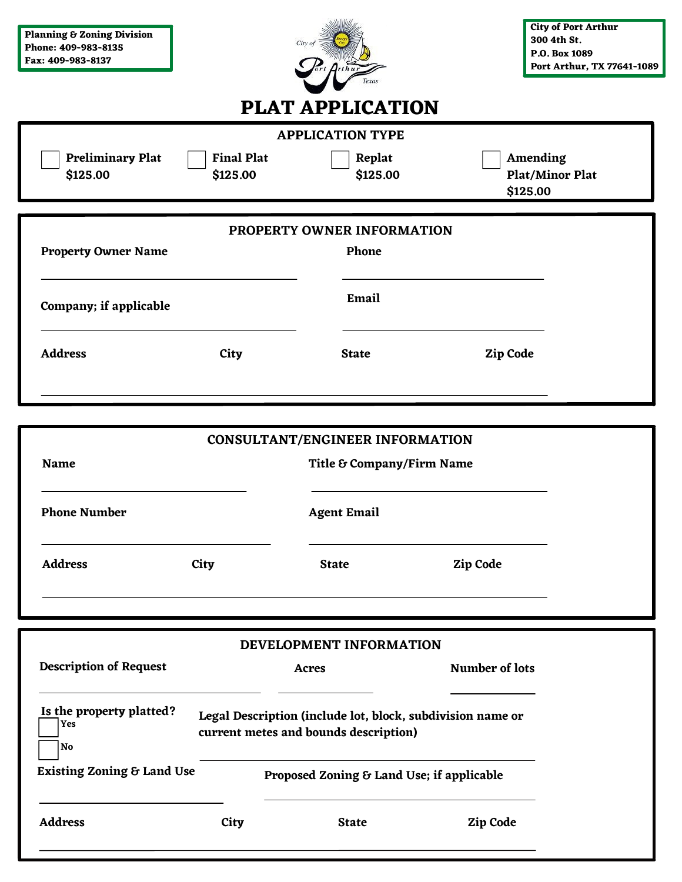**Planning & Zoning Division**
**Phone: 409-983-8135**
**Fax: 409-983-8137**

**City of Port Arthur**
**300 4th St.**
**P.O. Box 1089**
**Port Arthur, TX 77641-1089**

# PLAT APPLICATION

## APPLICATION TYPE

- ☐ **Preliminary Plat $125.00**
- ☐ **Final Plat $125.00**
- ☐ **Replat $125.00**
- ☐ **Amending Plat/Minor Plat $125.00**

## PROPERTY OWNER INFORMATION

**Property Owner Name** ______________________ **Phone** ______________________

**Company; if applicable** ______________________ **Email** ______________________

**Address** **City** **State** **Zip Code**

______________________________________________

## CONSULTANT/ENGINEER INFORMATION

**Name** ______________________ **Title & Company/Firm Name** ______________________

**Phone Number** ______________________ **Agent Email** ______________________

**Address** **City** **State** **Zip Code**

______________________________________________

## DEVELOPMENT INFORMATION

**Description of Request** ______________________ **Acres** __________ **Number of lots** __________

**Is the property platted?**
- ☐ **Yes**
- ☐ **No**

**Legal Description (include lot, block, subdivision name or current metes and bounds description)**

______________________________________________

**Existing Zoning & Land Use** ______________________

**Proposed Zoning & Land Use; if applicable** ______________________

**Address** **City** **State** **Zip Code**

______________________________________________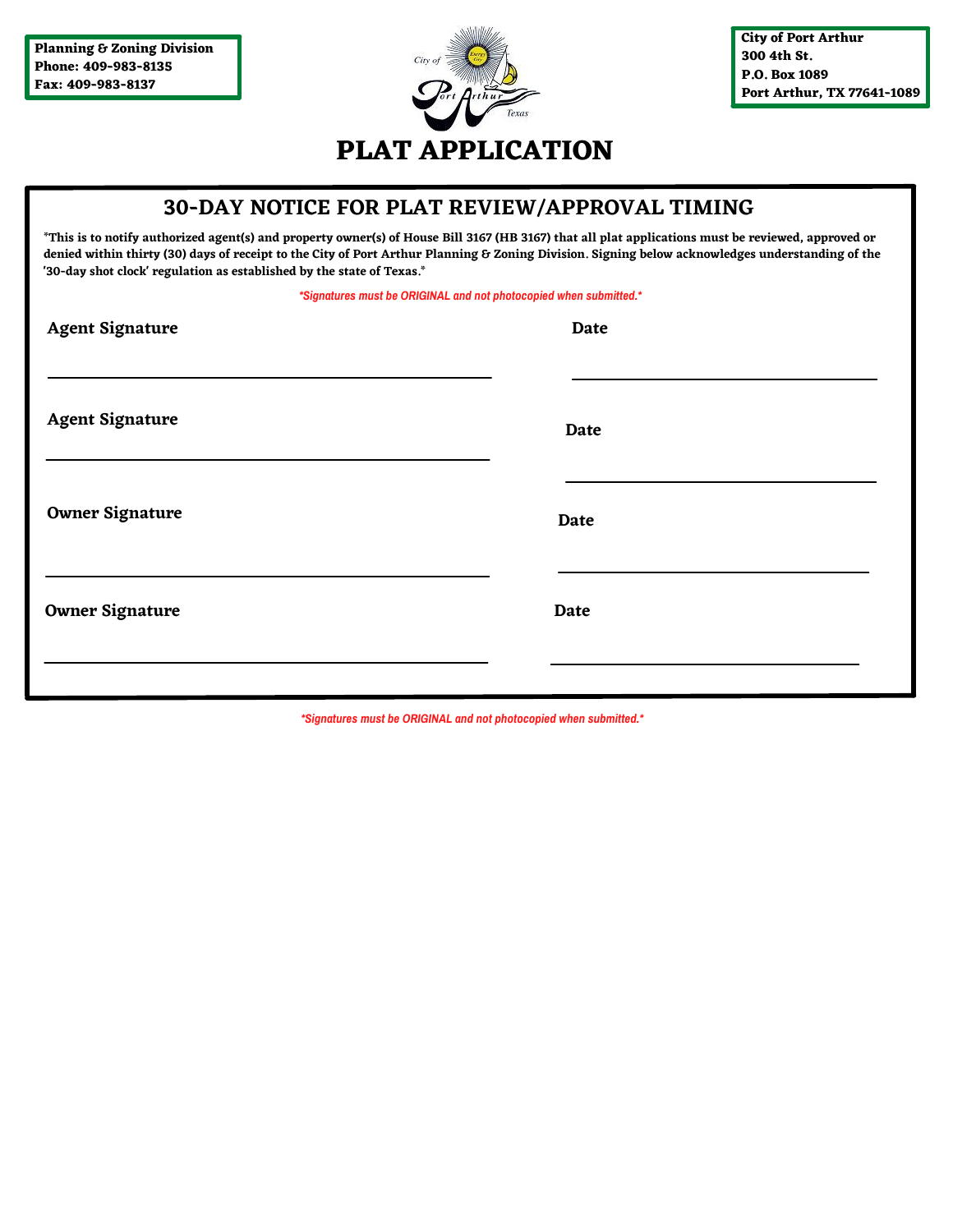Planning & Zoning Division
Phone: 409-983-8135
Fax: 409-983-8137

City of Port Arthur
300 4th St.
P.O. Box 1089
Port Arthur, TX 77641-1089

# PLAT APPLICATION

## 30-DAY NOTICE FOR PLAT REVIEW/APPROVAL TIMING

**\*This is to notify authorized agent(s) and property owner(s) of House Bill 3167 (HB 3167) that all plat applications must be reviewed, approved or denied within thirty (30) days of receipt to the City of Port Arthur Planning & Zoning Division. Signing below acknowledges understanding of the '30-day shot clock' regulation as established by the state of Texas.\***

*\*Signatures must be ORIGINAL and not photocopied when submitted.\**

**Agent Signature** ______________________________ **Date** ____________________

**Agent Signature** ______________________________ **Date** ____________________

**Owner Signature** ______________________________ **Date** ____________________

**Owner Signature** ______________________________ **Date** ____________________

*\*Signatures must be ORIGINAL and not photocopied when submitted.\**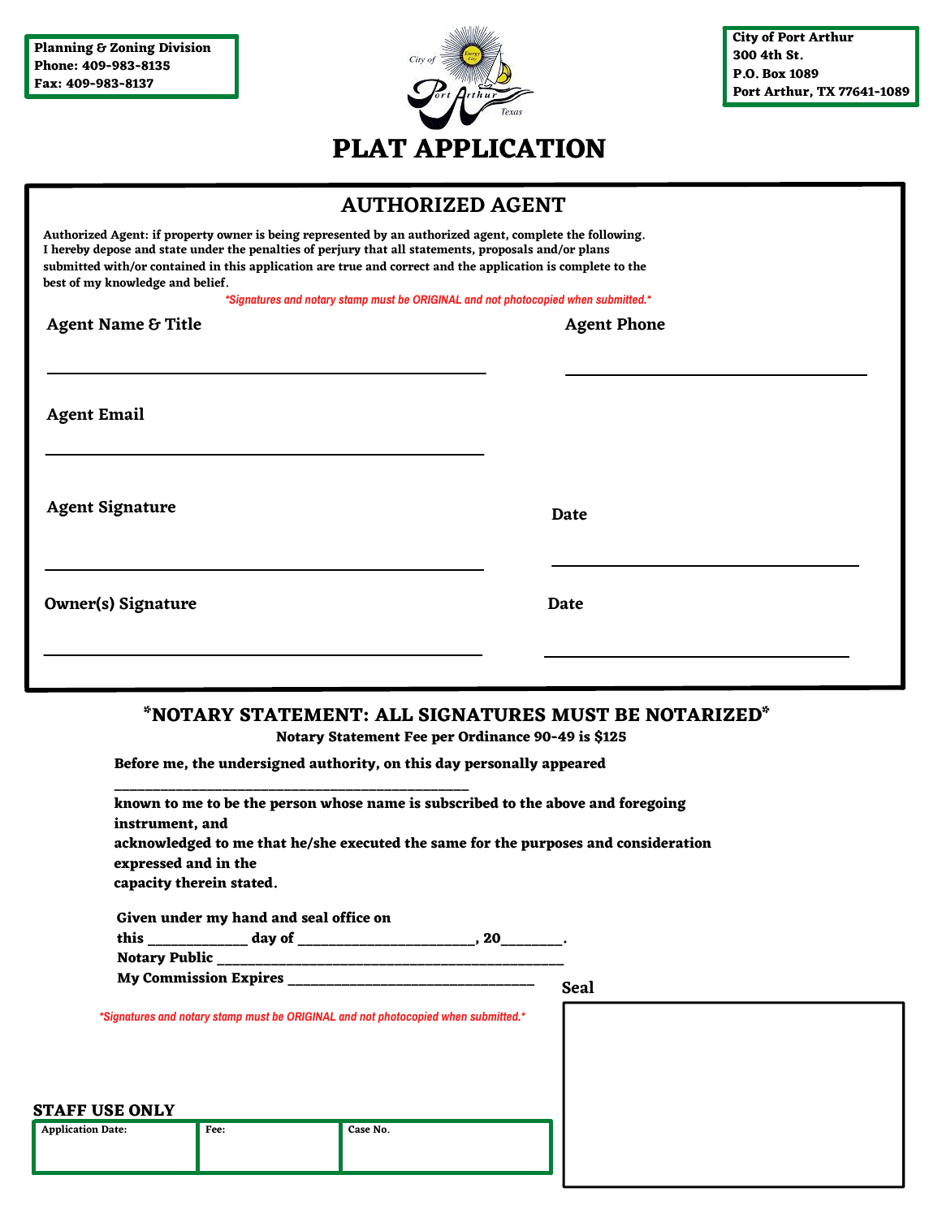Planning & Zoning Division
Phone: 409-983-8135
Fax: 409-983-8137

City of Port Arthur
300 4th St.
P.O. Box 1089
Port Arthur, TX 77641-1089

# PLAT APPLICATION

## AUTHORIZED AGENT

Authorized Agent: if property owner is being represented by an authorized agent, complete the following. I hereby depose and state under the penalties of perjury that all statements, proposals and/or plans submitted with/or contained in this application are true and correct and the application is complete to the best of my knowledge and belief.

*\*Signatures and notary stamp must be ORIGINAL and not photocopied when submitted.\**

**Agent Name & Title** ______________________________ **Agent Phone** ______________________________

**Agent Email** ______________________________

**Agent Signature** ______________________________ **Date** ______________________________

**Owner(s) Signature** ______________________________ **Date** ______________________________

## *NOTARY STATEMENT: ALL SIGNATURES MUST BE NOTARIZED*

**Notary Statement Fee per Ordinance 90-49 is $125**

Before me, the undersigned authority, on this day personally appeared

______________________________________________

known to me to be the person whose name is subscribed to the above and foregoing instrument, and
acknowledged to me that he/she executed the same for the purposes and consideration expressed and in the
capacity therein stated.

Given under my hand and seal office on
this ____________ day of _______________________, 20________.
Notary Public ____________________________________________
My Commission Expires ______________________________

**Seal**

*\*Signatures and notary stamp must be ORIGINAL and not photocopied when submitted.\**

**STAFF USE ONLY**

| Application Date: | Fee: | Case No. |
|---|---|---|
| | | |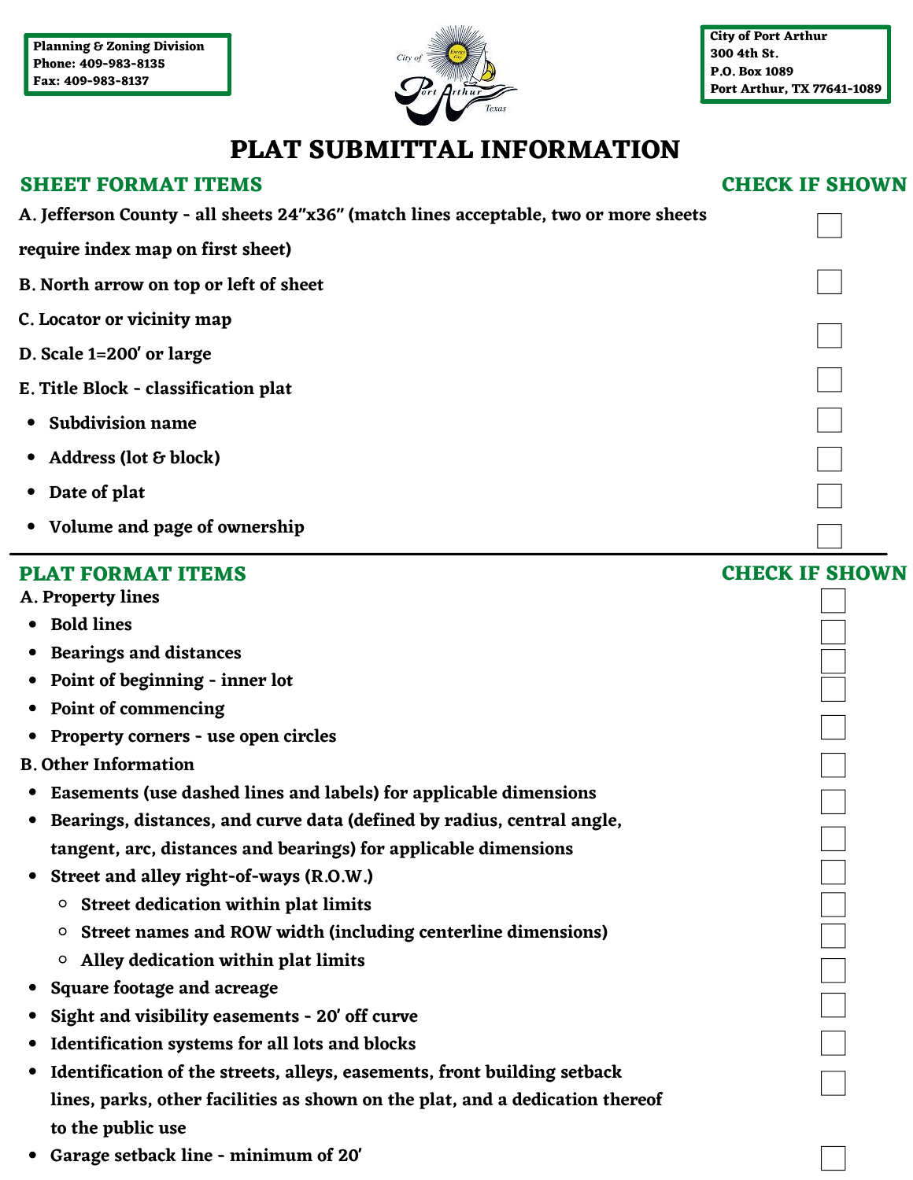Planning & Zoning Division
Phone: 409-983-8135
Fax: 409-983-8137

City of Port Arthur
300 4th St.
P.O. Box 1089
Port Arthur, TX 77641-1089

# PLAT SUBMITTAL INFORMATION

## SHEET FORMAT ITEMS — CHECK IF SHOWN

A. Jefferson County - all sheets 24"x36" (match lines acceptable, two or more sheets require index map on first sheet) ☐

B. North arrow on top or left of sheet ☐

C. Locator or vicinity map ☐

D. Scale 1=200' or large ☐

E. Title Block - classification plat ☐

- Subdivision name ☐
- Address (lot & block) ☐
- Date of plat ☐
- Volume and page of ownership ☐

## PLAT FORMAT ITEMS — CHECK IF SHOWN

A. Property lines ☐

- Bold lines ☐
- Bearings and distances ☐
- Point of beginning - inner lot ☐
- Point of commencing ☐
- Property corners - use open circles ☐

B. Other Information ☐

- Easements (use dashed lines and labels) for applicable dimensions ☐
- Bearings, distances, and curve data (defined by radius, central angle, tangent, arc, distances and bearings) for applicable dimensions ☐
- Street and alley right-of-ways (R.O.W.) ☐
  - Street dedication within plat limits ☐
  - Street names and ROW width (including centerline dimensions) ☐
  - Alley dedication within plat limits ☐
- Square footage and acreage ☐
- Sight and visibility easements - 20' off curve ☐
- Identification systems for all lots and blocks ☐
- Identification of the streets, alleys, easements, front building setback lines, parks, other facilities as shown on the plat, and a dedication thereof to the public use ☐
- Garage setback line - minimum of 20' ☐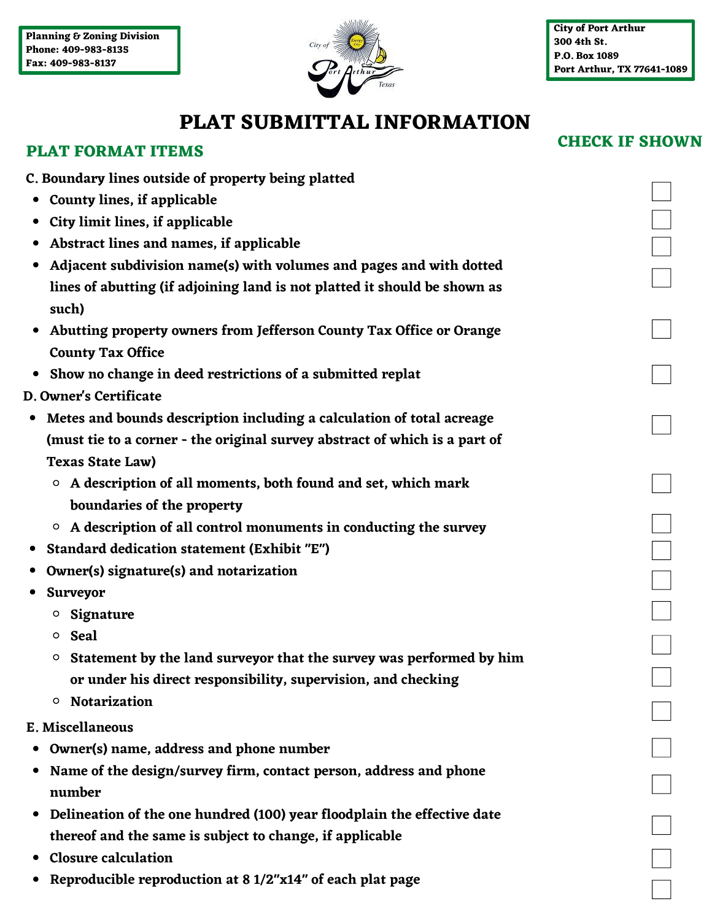Planning & Zoning Division
Phone: 409-983-8135
Fax: 409-983-8137

City of Port Arthur
300 4th St.
P.O. Box 1089
Port Arthur, TX 77641-1089

# PLAT SUBMITTAL INFORMATION

## PLAT FORMAT ITEMS

**CHECK IF SHOWN**

**C. Boundary lines outside of property being platted** ☐

- County lines, if applicable ☐
- City limit lines, if applicable ☐
- Abstract lines and names, if applicable ☐
- Adjacent subdivision name(s) with volumes and pages and with dotted lines of abutting (if adjoining land is not platted it should be shown as such) ☐
- Abutting property owners from Jefferson County Tax Office or Orange County Tax Office ☐
- Show no change in deed restrictions of a submitted replat ☐

**D. Owner's Certificate**

- Metes and bounds description including a calculation of total acreage (must tie to a corner - the original survey abstract of which is a part of Texas State Law) ☐
  - A description of all moments, both found and set, which mark boundaries of the property ☐
  - A description of all control monuments in conducting the survey ☐
- Standard dedication statement (Exhibit "E") ☐
- Owner(s) signature(s) and notarization ☐
- Surveyor ☐
  - Signature ☐
  - Seal ☐
  - Statement by the land surveyor that the survey was performed by him or under his direct responsibility, supervision, and checking ☐
  - Notarization ☐

**E. Miscellaneous** ☐

- Owner(s) name, address and phone number ☐
- Name of the design/survey firm, contact person, address and phone number ☐
- Delineation of the one hundred (100) year floodplain the effective date thereof and the same is subject to change, if applicable ☐
- Closure calculation ☐
- Reproducible reproduction at 8 1/2"x14" of each plat page ☐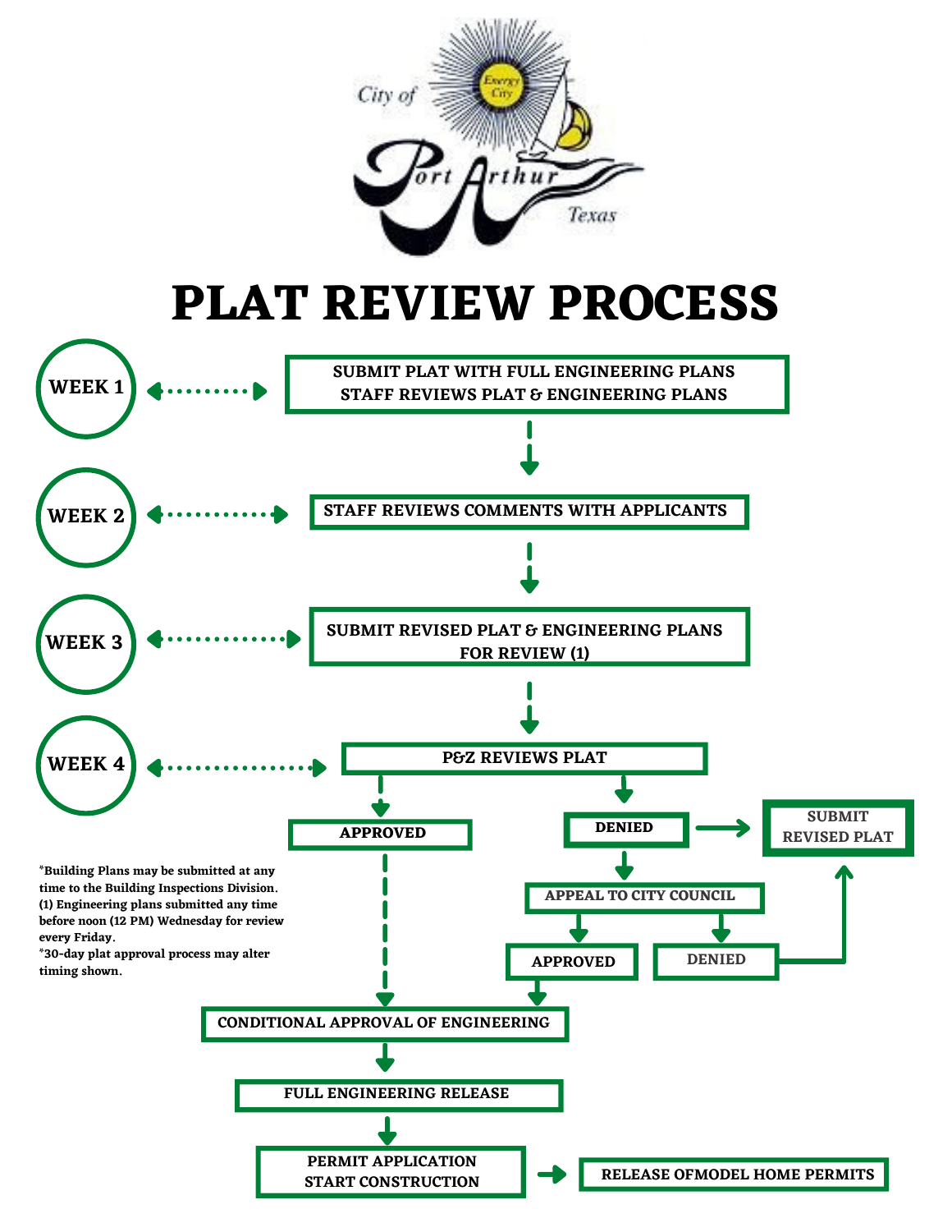City of Port Arthur Texas

Energy City

# PLAT REVIEW PROCESS

WEEK 1

SUBMIT PLAT WITH FULL ENGINEERING PLANS
STAFF REVIEWS PLAT & ENGINEERING PLANS

WEEK 2

STAFF REVIEWS COMMENTS WITH APPLICANTS

WEEK 3

SUBMIT REVISED PLAT & ENGINEERING PLANS FOR REVIEW (1)

WEEK 4

P&Z REVIEWS PLAT

APPROVED

DENIED

SUBMIT REVISED PLAT

APPEAL TO CITY COUNCIL

APPROVED

DENIED

CONDITIONAL APPROVAL OF ENGINEERING

FULL ENGINEERING RELEASE

PERMIT APPLICATION
START CONSTRUCTION

RELEASE OFMODEL HOME PERMITS

*Building Plans may be submitted at any time to the Building Inspections Division.
(1) Engineering plans submitted any time before noon (12 PM) Wednesday for review every Friday.
*30-day plat approval process may alter timing shown.